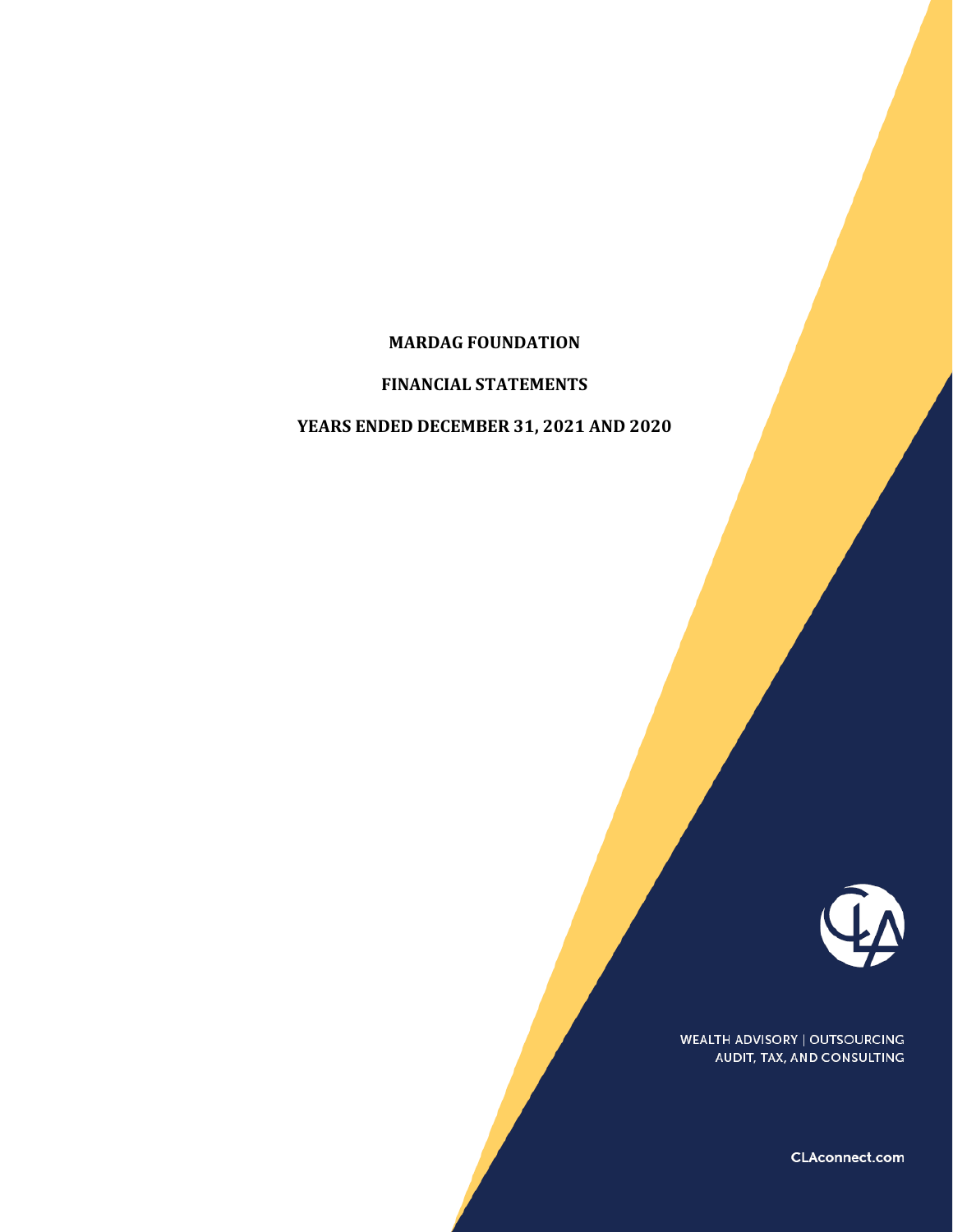# MARDAG FOUNDATION

## FINANCIAL STATEMENTS

## YEARS ENDED DECEMBER 31, 2021 AND 2020

WEALTH ADVISORY | OUTSOURCING
AUDIT, TAX, AND CONSULTING

CLAconnect.com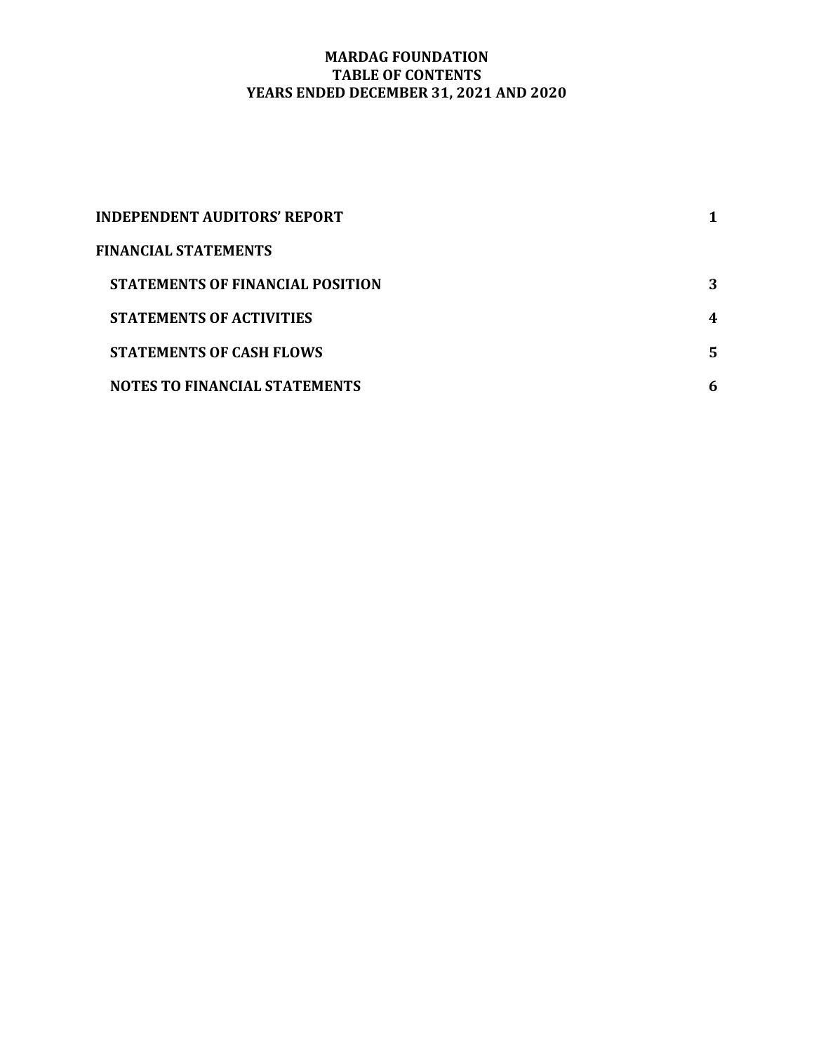# MARDAG FOUNDATION
## TABLE OF CONTENTS
## YEARS ENDED DECEMBER 31, 2021 AND 2020

| | |
|---|---|
| **INDEPENDENT AUDITORS' REPORT** | **1** |
| **FINANCIAL STATEMENTS** | |
| **STATEMENTS OF FINANCIAL POSITION** | **3** |
| **STATEMENTS OF ACTIVITIES** | **4** |
| **STATEMENTS OF CASH FLOWS** | **5** |
| **NOTES TO FINANCIAL STATEMENTS** | **6** |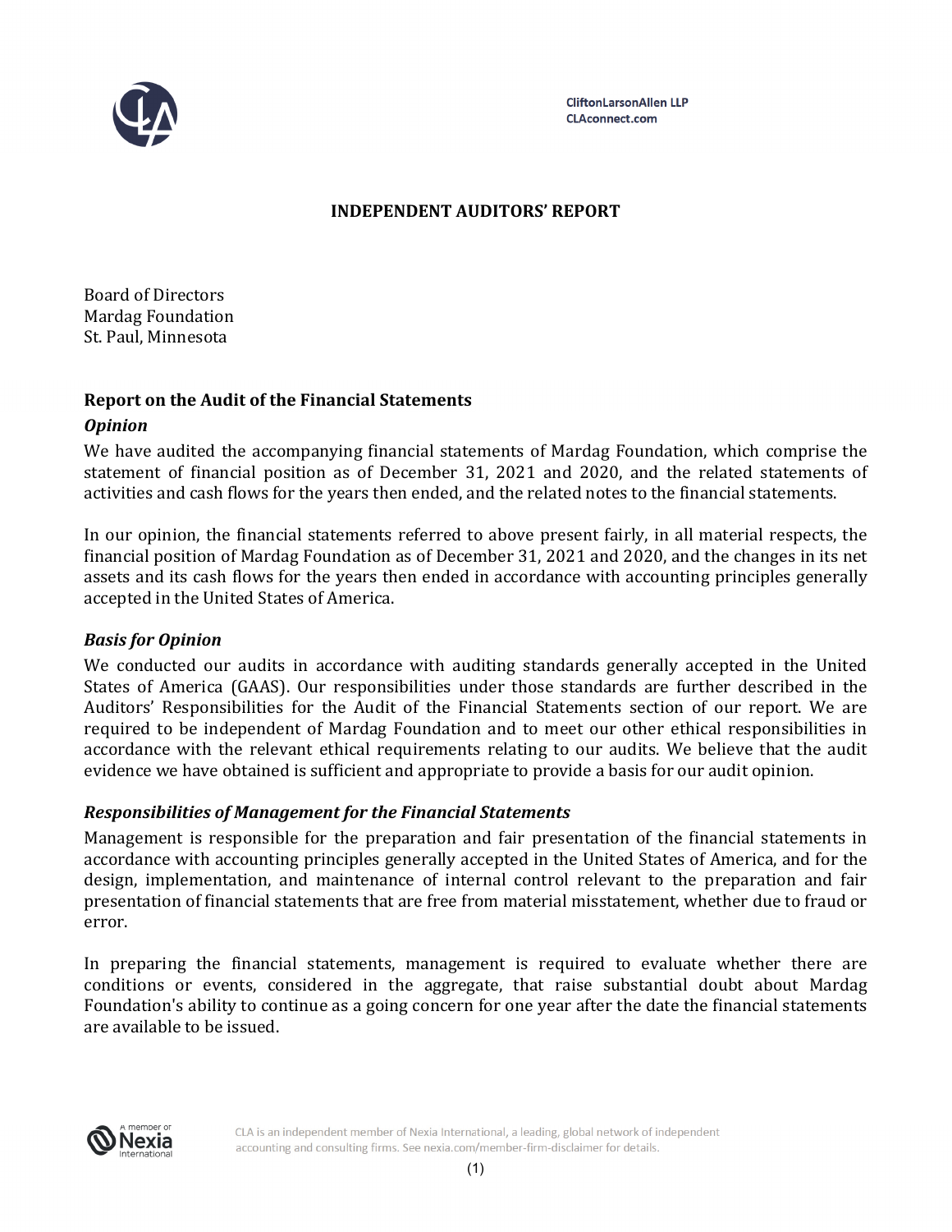CliftonLarsonAllen LLP
CLAconnect.com

## INDEPENDENT AUDITORS' REPORT

Board of Directors
Mardag Foundation
St. Paul, Minnesota

### Report on the Audit of the Financial Statements

***Opinion***

We have audited the accompanying financial statements of Mardag Foundation, which comprise the statement of financial position as of December 31, 2021 and 2020, and the related statements of activities and cash flows for the years then ended, and the related notes to the financial statements.

In our opinion, the financial statements referred to above present fairly, in all material respects, the financial position of Mardag Foundation as of December 31, 2021 and 2020, and the changes in its net assets and its cash flows for the years then ended in accordance with accounting principles generally accepted in the United States of America.

***Basis for Opinion***

We conducted our audits in accordance with auditing standards generally accepted in the United States of America (GAAS). Our responsibilities under those standards are further described in the Auditors' Responsibilities for the Audit of the Financial Statements section of our report. We are required to be independent of Mardag Foundation and to meet our other ethical responsibilities in accordance with the relevant ethical requirements relating to our audits. We believe that the audit evidence we have obtained is sufficient and appropriate to provide a basis for our audit opinion.

***Responsibilities of Management for the Financial Statements***

Management is responsible for the preparation and fair presentation of the financial statements in accordance with accounting principles generally accepted in the United States of America, and for the design, implementation, and maintenance of internal control relevant to the preparation and fair presentation of financial statements that are free from material misstatement, whether due to fraud or error.

In preparing the financial statements, management is required to evaluate whether there are conditions or events, considered in the aggregate, that raise substantial doubt about Mardag Foundation's ability to continue as a going concern for one year after the date the financial statements are available to be issued.

CLA is an independent member of Nexia International, a leading, global network of independent accounting and consulting firms. See nexia.com/member-firm-disclaimer for details.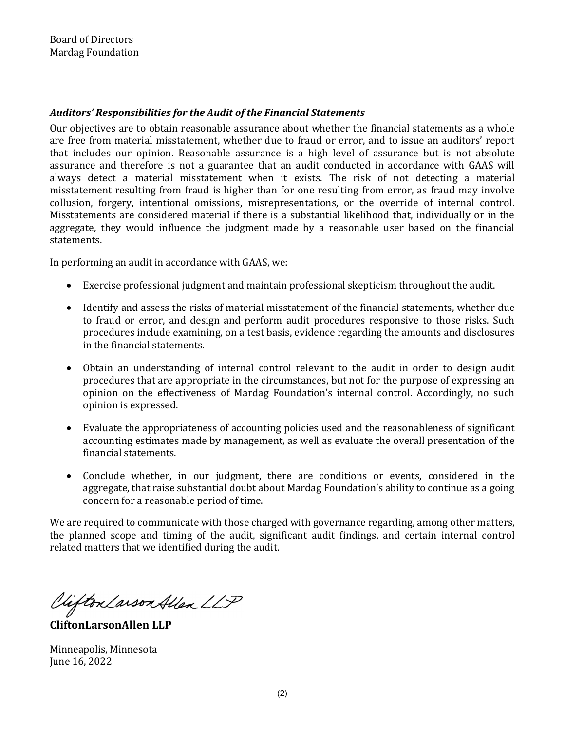Board of Directors
Mardag Foundation

***Auditors' Responsibilities for the Audit of the Financial Statements***

Our objectives are to obtain reasonable assurance about whether the financial statements as a whole are free from material misstatement, whether due to fraud or error, and to issue an auditors' report that includes our opinion. Reasonable assurance is a high level of assurance but is not absolute assurance and therefore is not a guarantee that an audit conducted in accordance with GAAS will always detect a material misstatement when it exists. The risk of not detecting a material misstatement resulting from fraud is higher than for one resulting from error, as fraud may involve collusion, forgery, intentional omissions, misrepresentations, or the override of internal control. Misstatements are considered material if there is a substantial likelihood that, individually or in the aggregate, they would influence the judgment made by a reasonable user based on the financial statements.

In performing an audit in accordance with GAAS, we:

- Exercise professional judgment and maintain professional skepticism throughout the audit.
- Identify and assess the risks of material misstatement of the financial statements, whether due to fraud or error, and design and perform audit procedures responsive to those risks. Such procedures include examining, on a test basis, evidence regarding the amounts and disclosures in the financial statements.
- Obtain an understanding of internal control relevant to the audit in order to design audit procedures that are appropriate in the circumstances, but not for the purpose of expressing an opinion on the effectiveness of Mardag Foundation's internal control. Accordingly, no such opinion is expressed.
- Evaluate the appropriateness of accounting policies used and the reasonableness of significant accounting estimates made by management, as well as evaluate the overall presentation of the financial statements.
- Conclude whether, in our judgment, there are conditions or events, considered in the aggregate, that raise substantial doubt about Mardag Foundation's ability to continue as a going concern for a reasonable period of time.

We are required to communicate with those charged with governance regarding, among other matters, the planned scope and timing of the audit, significant audit findings, and certain internal control related matters that we identified during the audit.

CliftonLarsonAllen LLP

**CliftonLarsonAllen LLP**

Minneapolis, Minnesota
June 16, 2022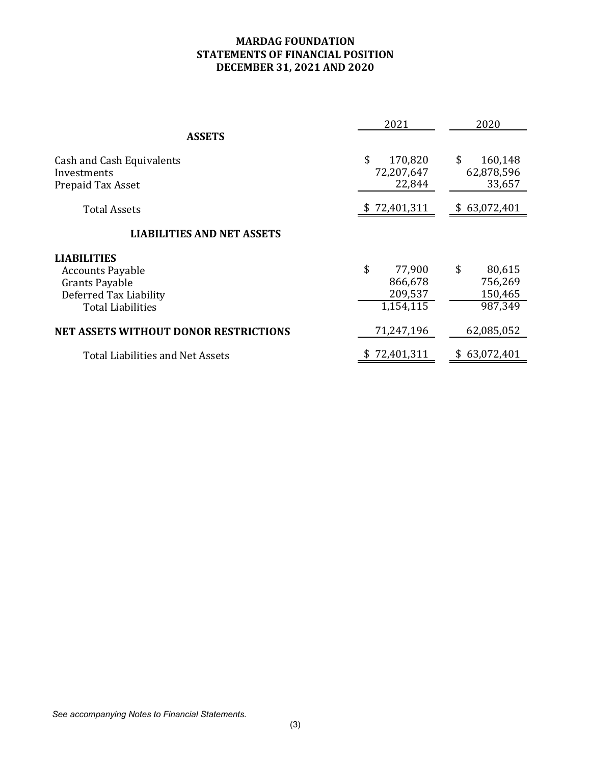# MARDAG FOUNDATION
## STATEMENTS OF FINANCIAL POSITION
## DECEMBER 31, 2021 AND 2020

| | 2021 | 2020 |
|---|---|---|
| **ASSETS** | | |
| Cash and Cash Equivalents | $ 170,820 | $ 160,148 |
| Investments | 72,207,647 | 62,878,596 |
| Prepaid Tax Asset | 22,844 | 33,657 |
| Total Assets | $ 72,401,311 | $ 63,072,401 |
| **LIABILITIES AND NET ASSETS** | | |
| **LIABILITIES** | | |
| Accounts Payable | $ 77,900 | $ 80,615 |
| Grants Payable | 866,678 | 756,269 |
| Deferred Tax Liability | 209,537 | 150,465 |
| Total Liabilities | 1,154,115 | 987,349 |
| **NET ASSETS WITHOUT DONOR RESTRICTIONS** | 71,247,196 | 62,085,052 |
| Total Liabilities and Net Assets | $ 72,401,311 | $ 63,072,401 |

*See accompanying Notes to Financial Statements.*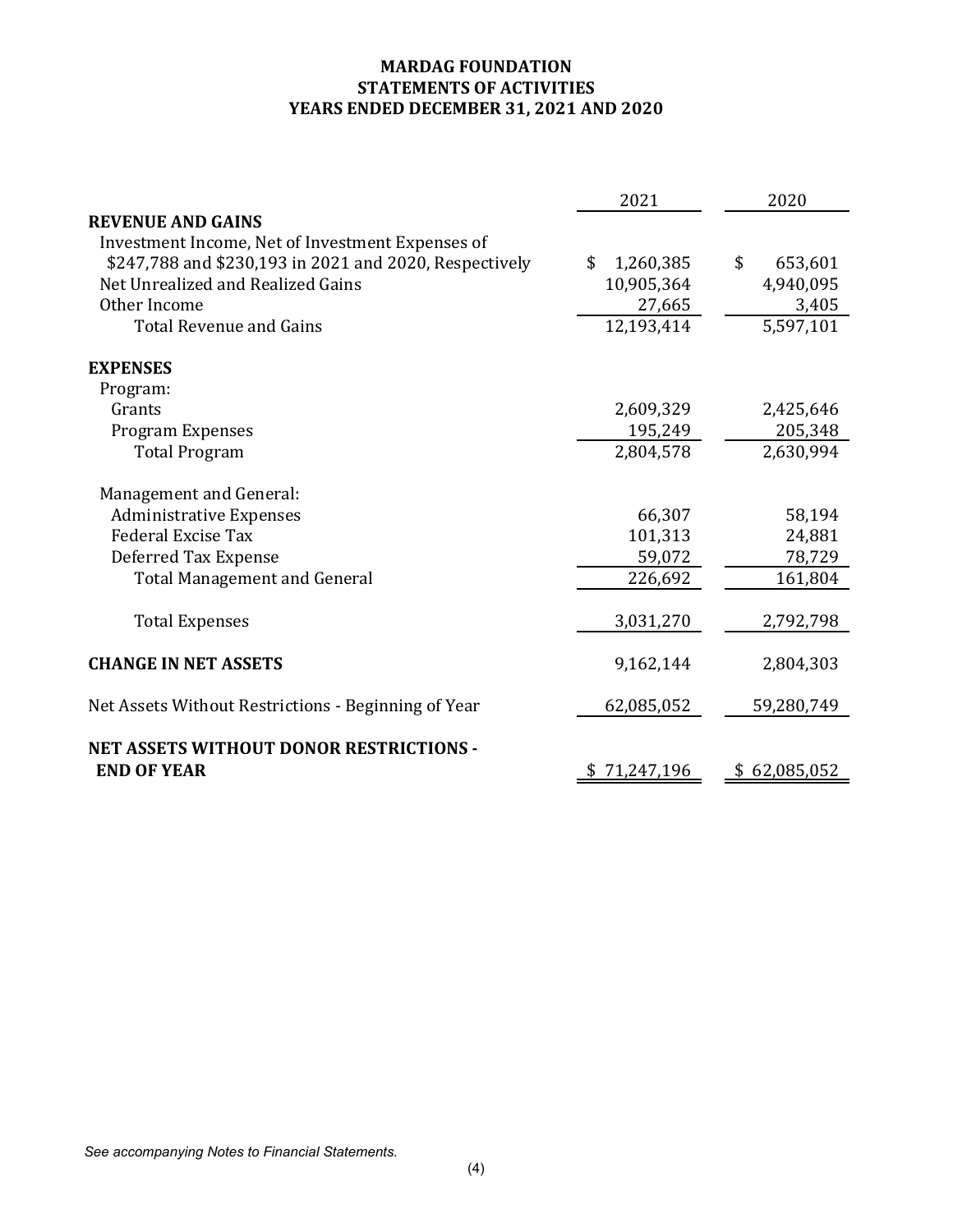# MARDAG FOUNDATION
## STATEMENTS OF ACTIVITIES
## YEARS ENDED DECEMBER 31, 2021 AND 2020

| | 2021 | 2020 |
|---|---|---|
| **REVENUE AND GAINS** | | |
| Investment Income, Net of Investment Expenses of $247,788 and $230,193 in 2021 and 2020, Respectively | $ 1,260,385 | $ 653,601 |
| Net Unrealized and Realized Gains | 10,905,364 | 4,940,095 |
| Other Income | 27,665 | 3,405 |
| Total Revenue and Gains | 12,193,414 | 5,597,101 |
| | | |
| **EXPENSES** | | |
| Program: | | |
| Grants | 2,609,329 | 2,425,646 |
| Program Expenses | 195,249 | 205,348 |
| Total Program | 2,804,578 | 2,630,994 |
| | | |
| Management and General: | | |
| Administrative Expenses | 66,307 | 58,194 |
| Federal Excise Tax | 101,313 | 24,881 |
| Deferred Tax Expense | 59,072 | 78,729 |
| Total Management and General | 226,692 | 161,804 |
| | | |
| Total Expenses | 3,031,270 | 2,792,798 |
| | | |
| **CHANGE IN NET ASSETS** | 9,162,144 | 2,804,303 |
| | | |
| Net Assets Without Restrictions - Beginning of Year | 62,085,052 | 59,280,749 |
| | | |
| **NET ASSETS WITHOUT DONOR RESTRICTIONS - END OF YEAR** | $ 71,247,196 | $ 62,085,052 |

*See accompanying Notes to Financial Statements.*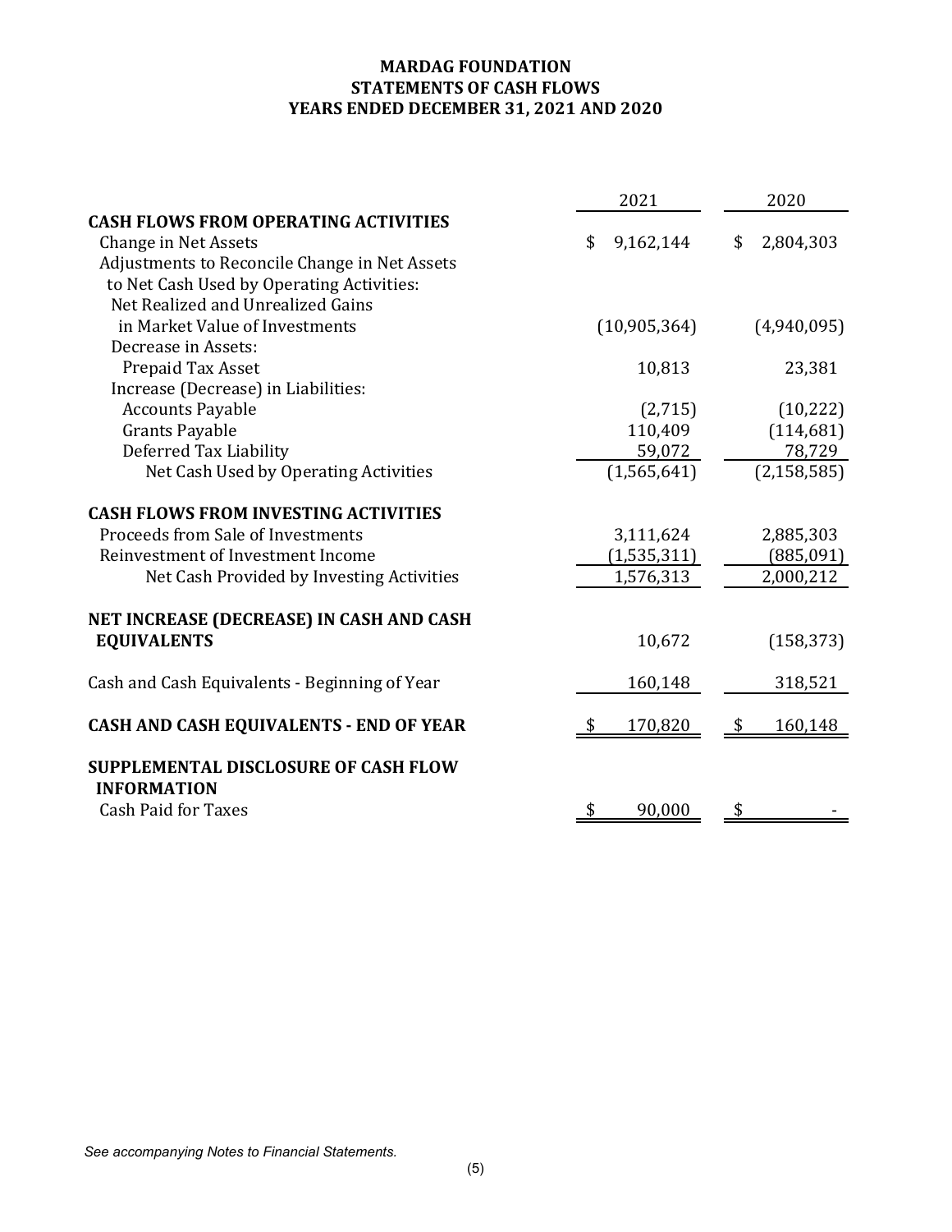**MARDAG FOUNDATION**
**STATEMENTS OF CASH FLOWS**
**YEARS ENDED DECEMBER 31, 2021 AND 2020**

| | 2021 | 2020 |
|---|---|---|
| **CASH FLOWS FROM OPERATING ACTIVITIES** | | |
| Change in Net Assets | $ 9,162,144 | $ 2,804,303 |
| Adjustments to Reconcile Change in Net Assets to Net Cash Used by Operating Activities: | | |
| Net Realized and Unrealized Gains in Market Value of Investments | (10,905,364) | (4,940,095) |
| Decrease in Assets: | | |
| Prepaid Tax Asset | 10,813 | 23,381 |
| Increase (Decrease) in Liabilities: | | |
| Accounts Payable | (2,715) | (10,222) |
| Grants Payable | 110,409 | (114,681) |
| Deferred Tax Liability | 59,072 | 78,729 |
| Net Cash Used by Operating Activities | (1,565,641) | (2,158,585) |
| **CASH FLOWS FROM INVESTING ACTIVITIES** | | |
| Proceeds from Sale of Investments | 3,111,624 | 2,885,303 |
| Reinvestment of Investment Income | (1,535,311) | (885,091) |
| Net Cash Provided by Investing Activities | 1,576,313 | 2,000,212 |
| **NET INCREASE (DECREASE) IN CASH AND CASH EQUIVALENTS** | 10,672 | (158,373) |
| Cash and Cash Equivalents - Beginning of Year | 160,148 | 318,521 |
| **CASH AND CASH EQUIVALENTS - END OF YEAR** | $ 170,820 | $ 160,148 |
| **SUPPLEMENTAL DISCLOSURE OF CASH FLOW INFORMATION** | | |
| Cash Paid for Taxes | $ 90,000 | $ - |

*See accompanying Notes to Financial Statements.*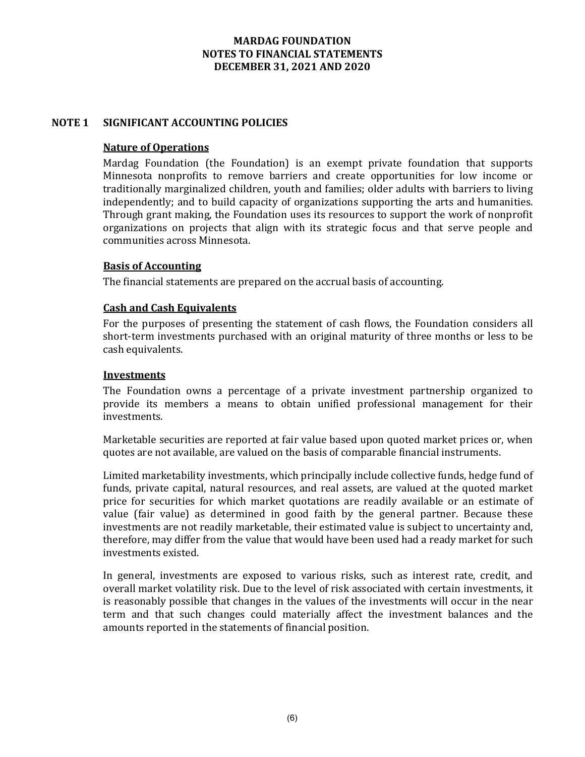# MARDAG FOUNDATION
# NOTES TO FINANCIAL STATEMENTS
# DECEMBER 31, 2021 AND 2020

## NOTE 1 SIGNIFICANT ACCOUNTING POLICIES

### Nature of Operations

Mardag Foundation (the Foundation) is an exempt private foundation that supports Minnesota nonprofits to remove barriers and create opportunities for low income or traditionally marginalized children, youth and families; older adults with barriers to living independently; and to build capacity of organizations supporting the arts and humanities. Through grant making, the Foundation uses its resources to support the work of nonprofit organizations on projects that align with its strategic focus and that serve people and communities across Minnesota.

### Basis of Accounting

The financial statements are prepared on the accrual basis of accounting.

### Cash and Cash Equivalents

For the purposes of presenting the statement of cash flows, the Foundation considers all short-term investments purchased with an original maturity of three months or less to be cash equivalents.

### Investments

The Foundation owns a percentage of a private investment partnership organized to provide its members a means to obtain unified professional management for their investments.

Marketable securities are reported at fair value based upon quoted market prices or, when quotes are not available, are valued on the basis of comparable financial instruments.

Limited marketability investments, which principally include collective funds, hedge fund of funds, private capital, natural resources, and real assets, are valued at the quoted market price for securities for which market quotations are readily available or an estimate of value (fair value) as determined in good faith by the general partner. Because these investments are not readily marketable, their estimated value is subject to uncertainty and, therefore, may differ from the value that would have been used had a ready market for such investments existed.

In general, investments are exposed to various risks, such as interest rate, credit, and overall market volatility risk. Due to the level of risk associated with certain investments, it is reasonably possible that changes in the values of the investments will occur in the near term and that such changes could materially affect the investment balances and the amounts reported in the statements of financial position.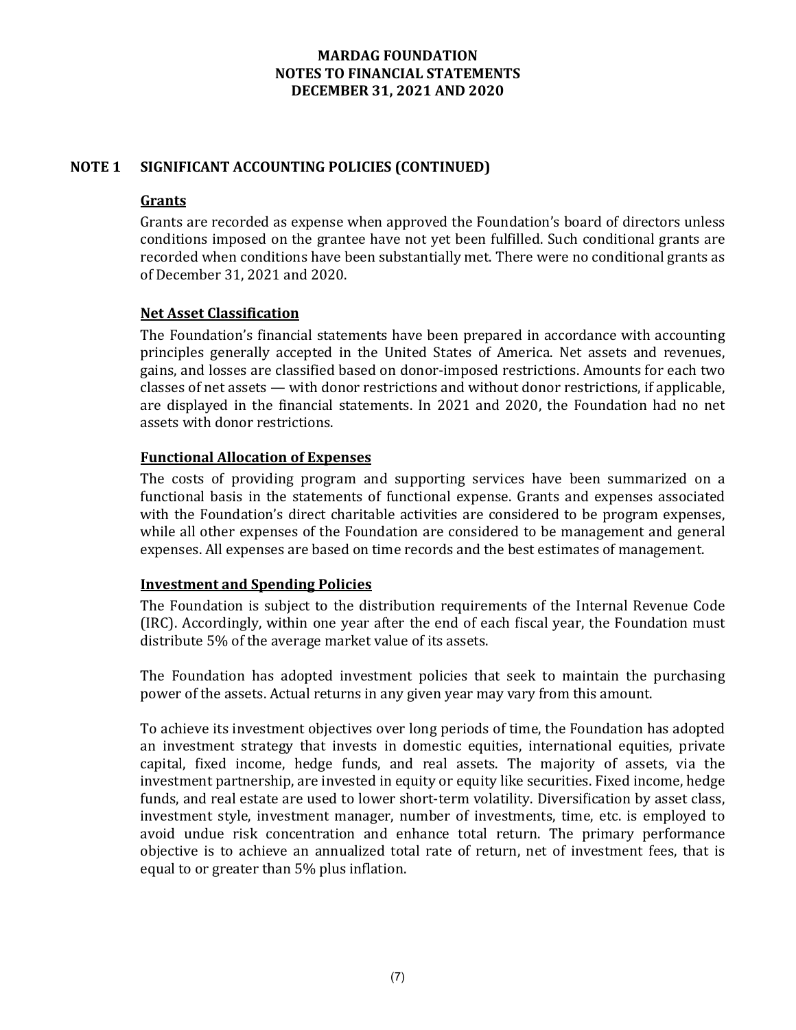MARDAG FOUNDATION
NOTES TO FINANCIAL STATEMENTS
DECEMBER 31, 2021 AND 2020

## NOTE 1 SIGNIFICANT ACCOUNTING POLICIES (CONTINUED)

### Grants

Grants are recorded as expense when approved the Foundation's board of directors unless conditions imposed on the grantee have not yet been fulfilled. Such conditional grants are recorded when conditions have been substantially met. There were no conditional grants as of December 31, 2021 and 2020.

### Net Asset Classification

The Foundation's financial statements have been prepared in accordance with accounting principles generally accepted in the United States of America. Net assets and revenues, gains, and losses are classified based on donor-imposed restrictions. Amounts for each two classes of net assets — with donor restrictions and without donor restrictions, if applicable, are displayed in the financial statements. In 2021 and 2020, the Foundation had no net assets with donor restrictions.

### Functional Allocation of Expenses

The costs of providing program and supporting services have been summarized on a functional basis in the statements of functional expense. Grants and expenses associated with the Foundation's direct charitable activities are considered to be program expenses, while all other expenses of the Foundation are considered to be management and general expenses. All expenses are based on time records and the best estimates of management.

### Investment and Spending Policies

The Foundation is subject to the distribution requirements of the Internal Revenue Code (IRC). Accordingly, within one year after the end of each fiscal year, the Foundation must distribute 5% of the average market value of its assets.

The Foundation has adopted investment policies that seek to maintain the purchasing power of the assets. Actual returns in any given year may vary from this amount.

To achieve its investment objectives over long periods of time, the Foundation has adopted an investment strategy that invests in domestic equities, international equities, private capital, fixed income, hedge funds, and real assets. The majority of assets, via the investment partnership, are invested in equity or equity like securities. Fixed income, hedge funds, and real estate are used to lower short-term volatility. Diversification by asset class, investment style, investment manager, number of investments, time, etc. is employed to avoid undue risk concentration and enhance total return. The primary performance objective is to achieve an annualized total rate of return, net of investment fees, that is equal to or greater than 5% plus inflation.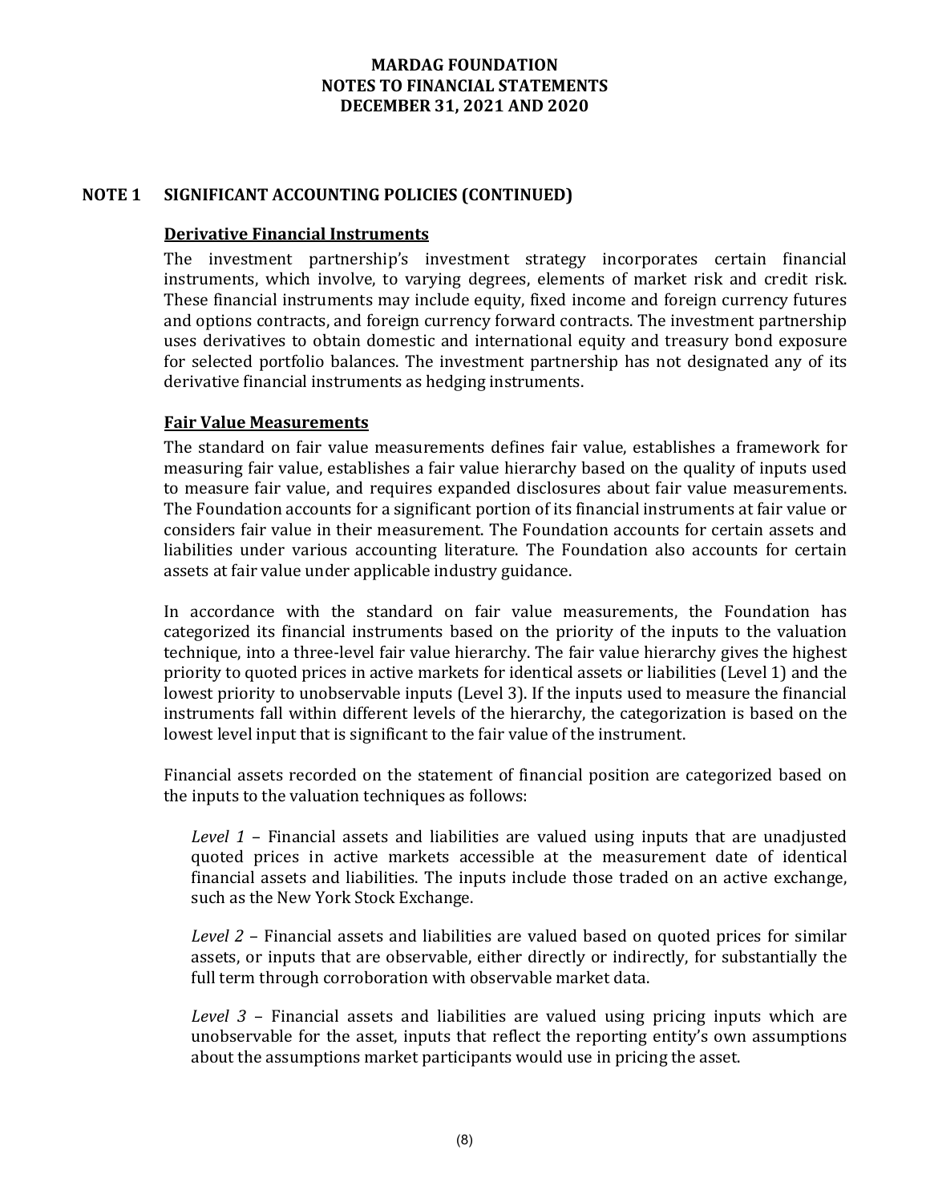# MARDAG FOUNDATION
# NOTES TO FINANCIAL STATEMENTS
# DECEMBER 31, 2021 AND 2020

## NOTE 1 SIGNIFICANT ACCOUNTING POLICIES (CONTINUED)

### Derivative Financial Instruments

The investment partnership's investment strategy incorporates certain financial instruments, which involve, to varying degrees, elements of market risk and credit risk. These financial instruments may include equity, fixed income and foreign currency futures and options contracts, and foreign currency forward contracts. The investment partnership uses derivatives to obtain domestic and international equity and treasury bond exposure for selected portfolio balances. The investment partnership has not designated any of its derivative financial instruments as hedging instruments.

### Fair Value Measurements

The standard on fair value measurements defines fair value, establishes a framework for measuring fair value, establishes a fair value hierarchy based on the quality of inputs used to measure fair value, and requires expanded disclosures about fair value measurements. The Foundation accounts for a significant portion of its financial instruments at fair value or considers fair value in their measurement. The Foundation accounts for certain assets and liabilities under various accounting literature. The Foundation also accounts for certain assets at fair value under applicable industry guidance.

In accordance with the standard on fair value measurements, the Foundation has categorized its financial instruments based on the priority of the inputs to the valuation technique, into a three-level fair value hierarchy. The fair value hierarchy gives the highest priority to quoted prices in active markets for identical assets or liabilities (Level 1) and the lowest priority to unobservable inputs (Level 3). If the inputs used to measure the financial instruments fall within different levels of the hierarchy, the categorization is based on the lowest level input that is significant to the fair value of the instrument.

Financial assets recorded on the statement of financial position are categorized based on the inputs to the valuation techniques as follows:

*Level 1* – Financial assets and liabilities are valued using inputs that are unadjusted quoted prices in active markets accessible at the measurement date of identical financial assets and liabilities. The inputs include those traded on an active exchange, such as the New York Stock Exchange.

*Level 2* – Financial assets and liabilities are valued based on quoted prices for similar assets, or inputs that are observable, either directly or indirectly, for substantially the full term through corroboration with observable market data.

*Level 3* – Financial assets and liabilities are valued using pricing inputs which are unobservable for the asset, inputs that reflect the reporting entity's own assumptions about the assumptions market participants would use in pricing the asset.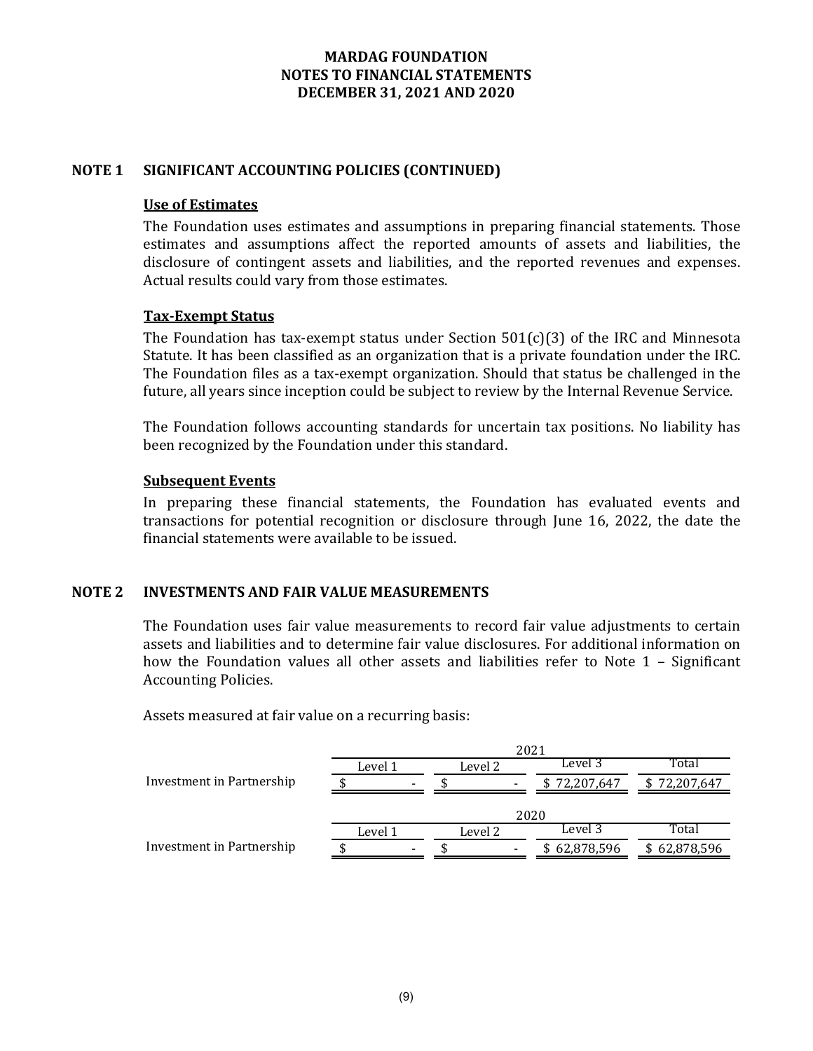**MARDAG FOUNDATION**
**NOTES TO FINANCIAL STATEMENTS**
**DECEMBER 31, 2021 AND 2020**

## NOTE 1 SIGNIFICANT ACCOUNTING POLICIES (CONTINUED)

### Use of Estimates

The Foundation uses estimates and assumptions in preparing financial statements. Those estimates and assumptions affect the reported amounts of assets and liabilities, the disclosure of contingent assets and liabilities, and the reported revenues and expenses. Actual results could vary from those estimates.

### Tax-Exempt Status

The Foundation has tax-exempt status under Section 501(c)(3) of the IRC and Minnesota Statute. It has been classified as an organization that is a private foundation under the IRC. The Foundation files as a tax-exempt organization. Should that status be challenged in the future, all years since inception could be subject to review by the Internal Revenue Service.

The Foundation follows accounting standards for uncertain tax positions. No liability has been recognized by the Foundation under this standard.

### Subsequent Events

In preparing these financial statements, the Foundation has evaluated events and transactions for potential recognition or disclosure through June 16, 2022, the date the financial statements were available to be issued.

## NOTE 2 INVESTMENTS AND FAIR VALUE MEASUREMENTS

The Foundation uses fair value measurements to record fair value adjustments to certain assets and liabilities and to determine fair value disclosures. For additional information on how the Foundation values all other assets and liabilities refer to Note 1 – Significant Accounting Policies.

Assets measured at fair value on a recurring basis:

| | 2021 | | | |
|---|---|---|---|---|
| | Level 1 | Level 2 | Level 3 | Total |
| Investment in Partnership | $ - | $ - | $ 72,207,647 | $ 72,207,647 |

| | 2020 | | | |
|---|---|---|---|---|
| | Level 1 | Level 2 | Level 3 | Total |
| Investment in Partnership | $ - | $ - | $ 62,878,596 | $ 62,878,596 |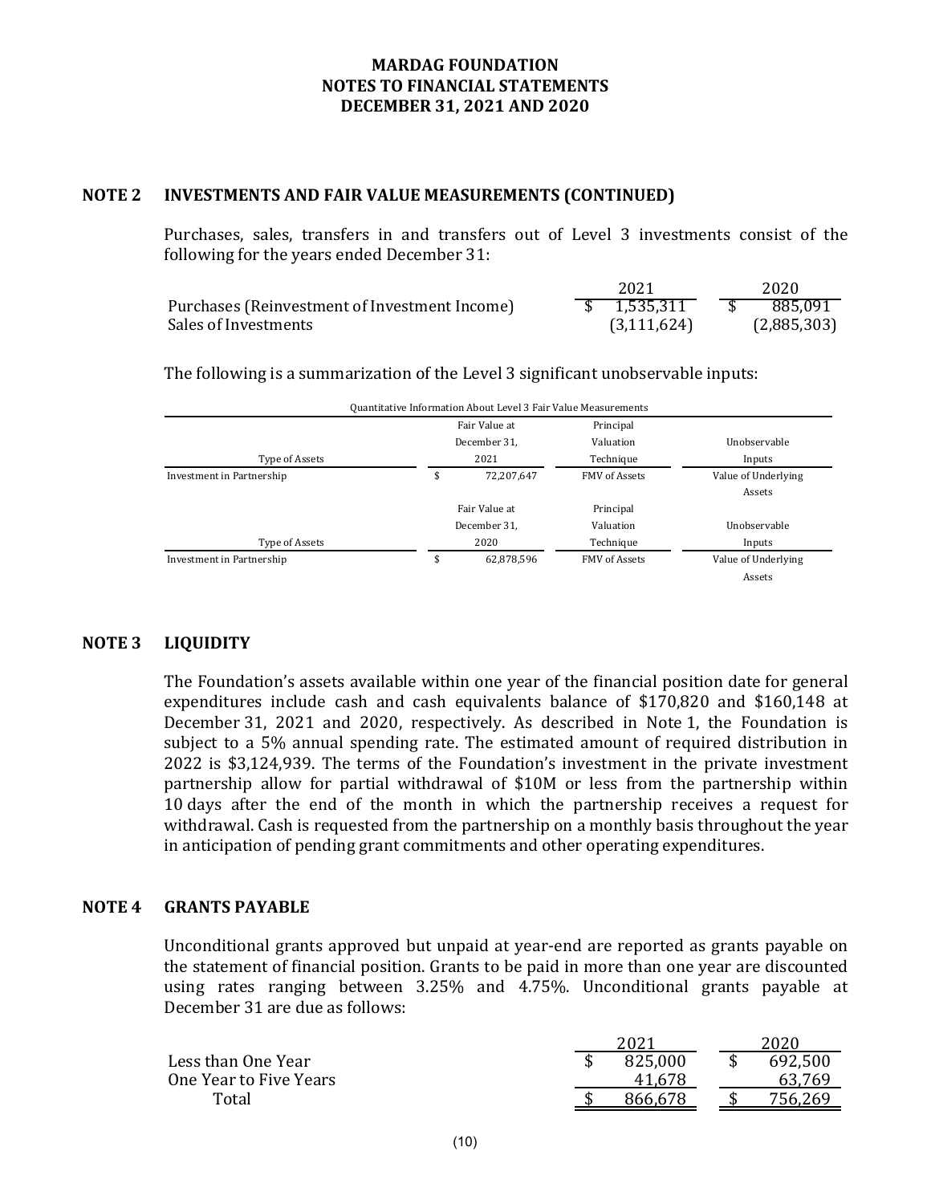**MARDAG FOUNDATION**
**NOTES TO FINANCIAL STATEMENTS**
**DECEMBER 31, 2021 AND 2020**

## NOTE 2 INVESTMENTS AND FAIR VALUE MEASUREMENTS (CONTINUED)

Purchases, sales, transfers in and transfers out of Level 3 investments consist of the following for the years ended December 31:

| | 2021 | 2020 |
|---|---|---|
| Purchases (Reinvestment of Investment Income) | $ 1,535,311 | $ 885,091 |
| Sales of Investments | (3,111,624) | (2,885,303) |

The following is a summarization of the Level 3 significant unobservable inputs:

Quantitative Information About Level 3 Fair Value Measurements

| Type of Assets | Fair Value at December 31, 2021 | Principal Valuation Technique | Unobservable Inputs |
|---|---|---|---|
| Investment in Partnership | $ 72,207,647 | FMV of Assets | Value of Underlying Assets |

| Type of Assets | Fair Value at December 31, 2020 | Principal Valuation Technique | Unobservable Inputs |
|---|---|---|---|
| Investment in Partnership | $ 62,878,596 | FMV of Assets | Value of Underlying Assets |

## NOTE 3 LIQUIDITY

The Foundation's assets available within one year of the financial position date for general expenditures include cash and cash equivalents balance of $170,820 and $160,148 at December 31, 2021 and 2020, respectively. As described in Note 1, the Foundation is subject to a 5% annual spending rate. The estimated amount of required distribution in 2022 is $3,124,939. The terms of the Foundation's investment in the private investment partnership allow for partial withdrawal of $10M or less from the partnership within 10 days after the end of the month in which the partnership receives a request for withdrawal. Cash is requested from the partnership on a monthly basis throughout the year in anticipation of pending grant commitments and other operating expenditures.

## NOTE 4 GRANTS PAYABLE

Unconditional grants approved but unpaid at year-end are reported as grants payable on the statement of financial position. Grants to be paid in more than one year are discounted using rates ranging between 3.25% and 4.75%. Unconditional grants payable at December 31 are due as follows:

| | 2021 | 2020 |
|---|---|---|
| Less than One Year | $ 825,000 | $ 692,500 |
| One Year to Five Years | 41,678 | 63,769 |
| Total | $ 866,678 | $ 756,269 |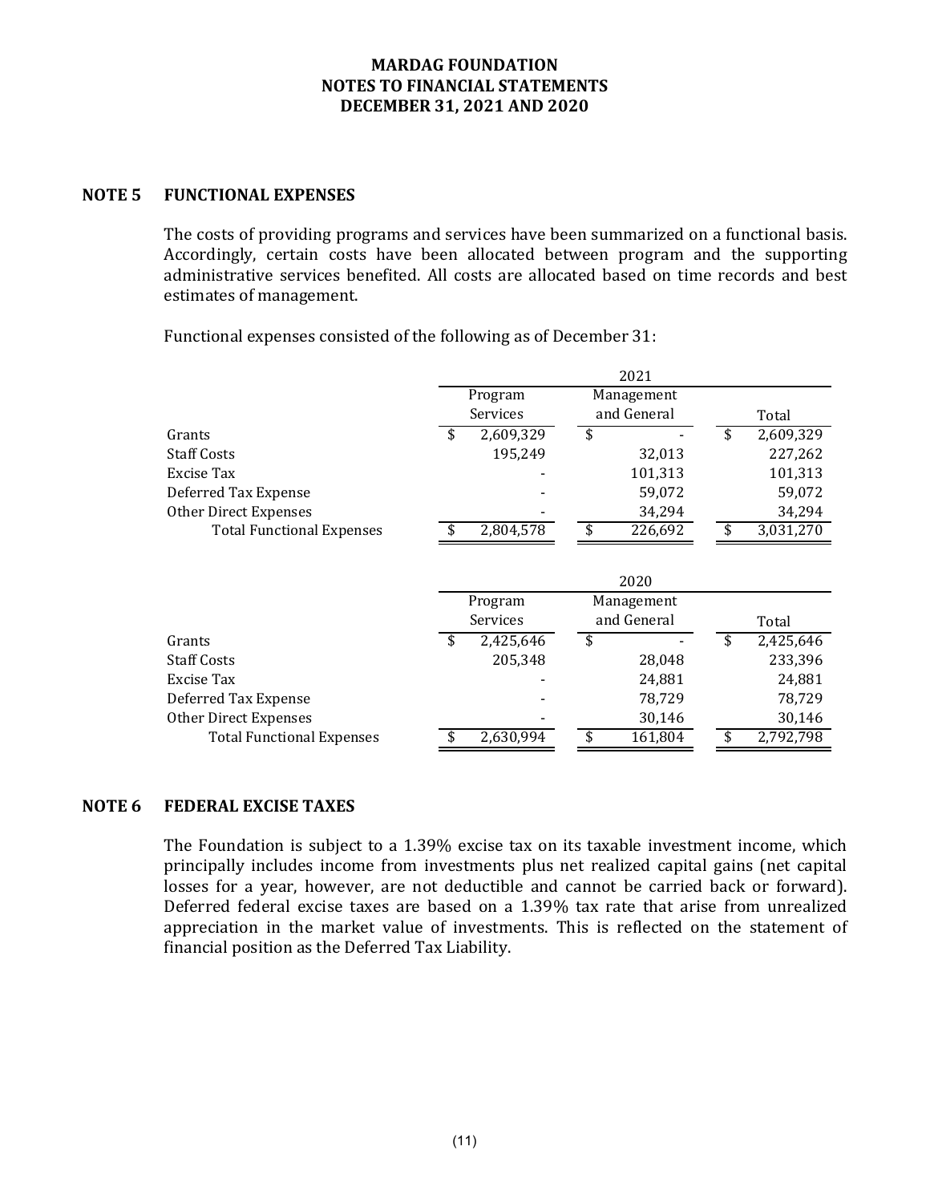**MARDAG FOUNDATION**
**NOTES TO FINANCIAL STATEMENTS**
**DECEMBER 31, 2021 AND 2020**

## NOTE 5 FUNCTIONAL EXPENSES

The costs of providing programs and services have been summarized on a functional basis. Accordingly, certain costs have been allocated between program and the supporting administrative services benefited. All costs are allocated based on time records and best estimates of management.

Functional expenses consisted of the following as of December 31:

| | 2021 | | |
|---|---|---|---|
| | Program Services | Management and General | Total |
| Grants | $ 2,609,329 | $ - | $ 2,609,329 |
| Staff Costs | 195,249 | 32,013 | 227,262 |
| Excise Tax | - | 101,313 | 101,313 |
| Deferred Tax Expense | - | 59,072 | 59,072 |
| Other Direct Expenses | - | 34,294 | 34,294 |
| Total Functional Expenses | $ 2,804,578 | $ 226,692 | $ 3,031,270 |

| | 2020 | | |
|---|---|---|---|
| | Program Services | Management and General | Total |
| Grants | $ 2,425,646 | $ - | $ 2,425,646 |
| Staff Costs | 205,348 | 28,048 | 233,396 |
| Excise Tax | - | 24,881 | 24,881 |
| Deferred Tax Expense | - | 78,729 | 78,729 |
| Other Direct Expenses | - | 30,146 | 30,146 |
| Total Functional Expenses | $ 2,630,994 | $ 161,804 | $ 2,792,798 |

## NOTE 6 FEDERAL EXCISE TAXES

The Foundation is subject to a 1.39% excise tax on its taxable investment income, which principally includes income from investments plus net realized capital gains (net capital losses for a year, however, are not deductible and cannot be carried back or forward). Deferred federal excise taxes are based on a 1.39% tax rate that arise from unrealized appreciation in the market value of investments. This is reflected on the statement of financial position as the Deferred Tax Liability.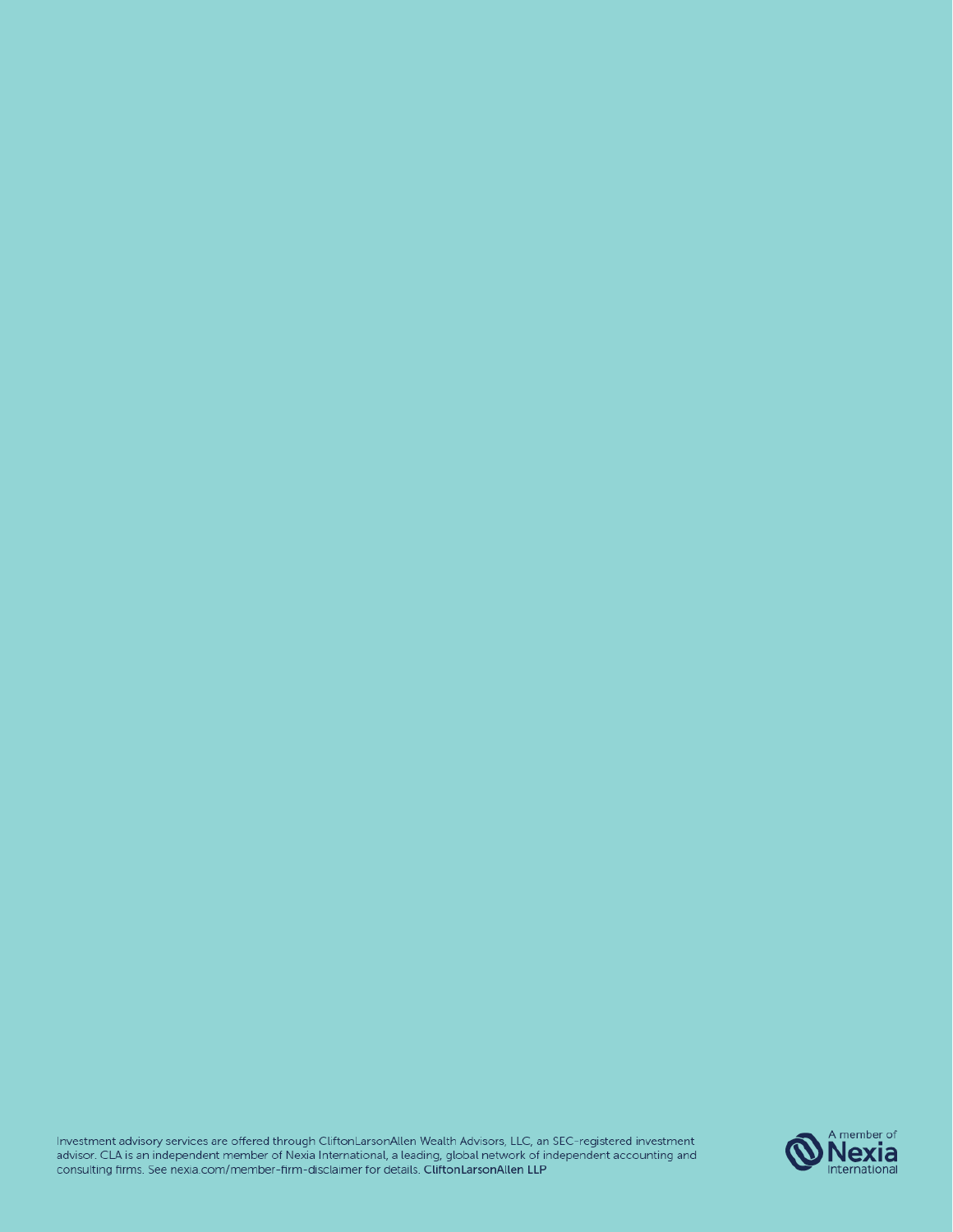Investment advisory services are offered through CliftonLarsonAllen Wealth Advisors, LLC, an SEC-registered investment advisor. CLA is an independent member of Nexia International, a leading, global network of independent accounting and consulting firms. See nexia.com/member-firm-disclaimer for details. **CliftonLarsonAllen LLP**

A member of Nexia International